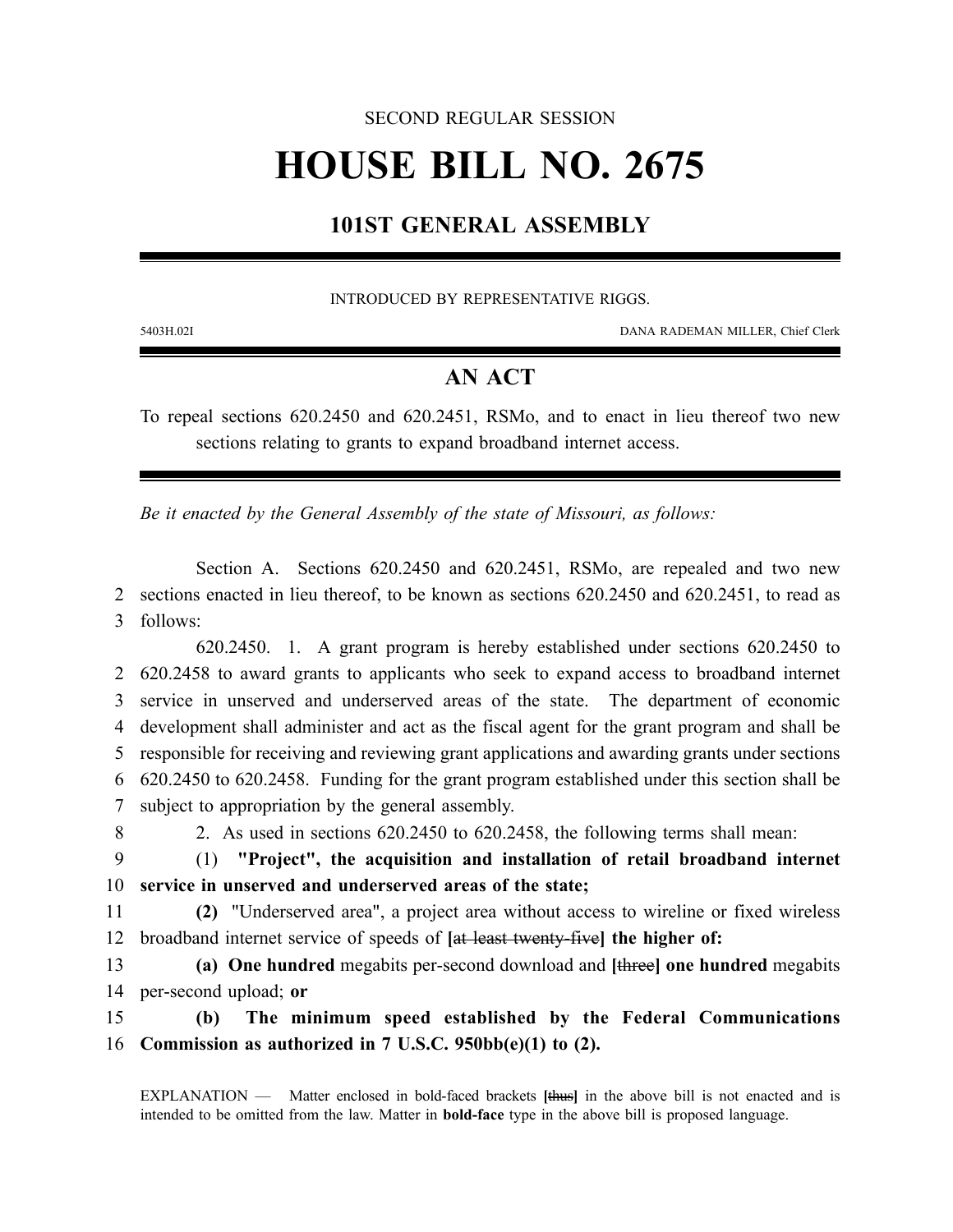SECOND REGULAR SESSION

# HOUSE BILL NO. 2675

## 101ST GENERAL ASSEMBLY

INTRODUCED BY REPRESENTATIVE RIGGS.

5403H.02I DANA RADEMAN MILLER, Chief Clerk

## AN ACT

To repeal sections 620.2450 and 620.2451, RSMo, and to enact in lieu thereof two new sections relating to grants to expand broadband internet access.

*Be it enacted by the General Assembly of the state of Missouri, as follows:*

Section A. Sections 620.2450 and 620.2451, RSMo, are repealed and two new sections enacted in lieu thereof, to be known as sections 620.2450 and 620.2451, to read as follows:

620.2450. 1. A grant program is hereby established under sections 620.2450 to 620.2458 to award grants to applicants who seek to expand access to broadband internet service in unserved and underserved areas of the state. The department of economic development shall administer and act as the fiscal agent for the grant program and shall be responsible for receiving and reviewing grant applications and awarding grants under sections 620.2450 to 620.2458. Funding for the grant program established under this section shall be subject to appropriation by the general assembly.

2. As used in sections 620.2450 to 620.2458, the following terms shall mean:

(1) **"Project", the acquisition and installation of retail broadband internet service in unserved and underserved areas of the state;**

**(2)** "Underserved area", a project area without access to wireline or fixed wireless broadband internet service of speeds of **[**~~at least twenty-five~~**] the higher of:**

**(a) One hundred** megabits per-second download and **[**~~three~~**] one hundred** megabits per-second upload; **or**

**(b) The minimum speed established by the Federal Communications Commission as authorized in 7 U.S.C. 950bb(e)(1) to (2).**

EXPLANATION — Matter enclosed in bold-faced brackets **[**~~thus~~**]** in the above bill is not enacted and is intended to be omitted from the law. Matter in **bold-face** type in the above bill is proposed language.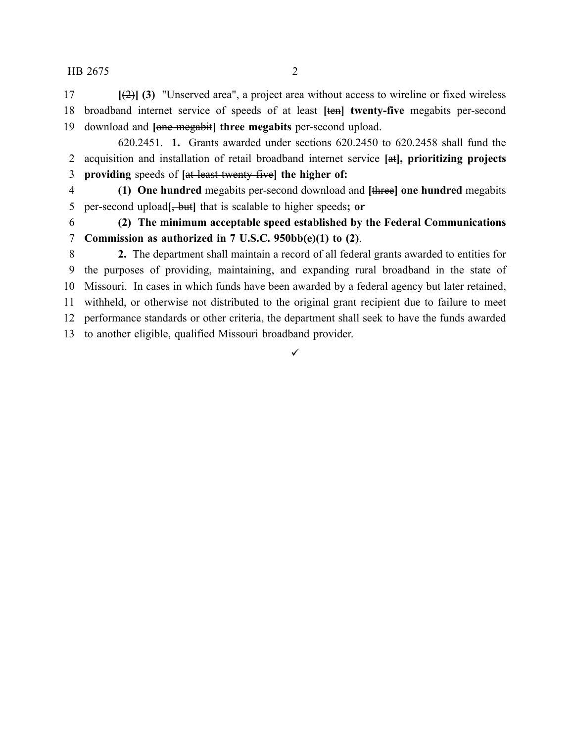17 **[**~~(2)~~**] (3)** "Unserved area", a project area without access to wireline or fixed wireless
18 broadband internet service of speeds of at least **[**~~ten~~**] twenty-five** megabits per-second
19 download and **[**~~one megabit~~**] three megabits** per-second upload.

620.2451. **1.** Grants awarded under sections 620.2450 to 620.2458 shall fund the
2 acquisition and installation of retail broadband internet service **[**~~at~~**], prioritizing projects**
3 **providing** speeds of **[**~~at least twenty-five~~**] the higher of:**

4 **(1) One hundred** megabits per-second download and **[**~~three~~**] one hundred** megabits
5 per-second upload**[**~~, but~~**]** that is scalable to higher speeds**; or**

6 **(2) The minimum acceptable speed established by the Federal Communications**
7 **Commission as authorized in 7 U.S.C. 950bb(e)(1) to (2)**.

8 **2.** The department shall maintain a record of all federal grants awarded to entities for
9 the purposes of providing, maintaining, and expanding rural broadband in the state of
10 Missouri. In cases in which funds have been awarded by a federal agency but later retained,
11 withheld, or otherwise not distributed to the original grant recipient due to failure to meet
12 performance standards or other criteria, the department shall seek to have the funds awarded
13 to another eligible, qualified Missouri broadband provider.

✓